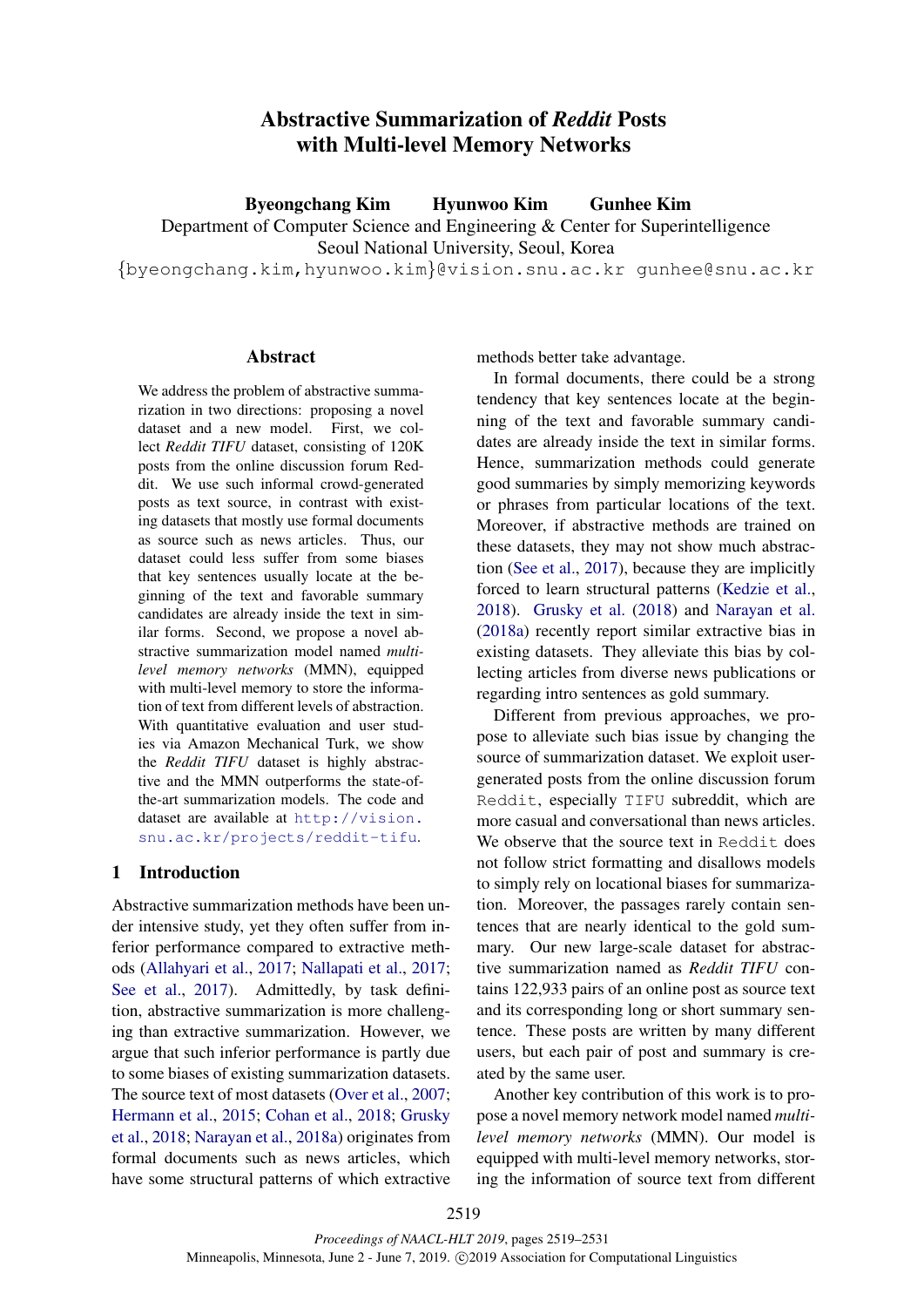# Abstractive Summarization of *Reddit* Posts with Multi-level Memory Networks

**Byeongchang Kim Hyunwoo Kim Gunhee Kim**

Department of Computer Science and Engineering & Center for Superintelligence
Seoul National University, Seoul, Korea

{byeongchang.kim,hyunwoo.kim}@vision.snu.ac.kr gunhee@snu.ac.kr

## Abstract

We address the problem of abstractive summarization in two directions: proposing a novel dataset and a new model. First, we collect *Reddit TIFU* dataset, consisting of 120K posts from the online discussion forum Reddit. We use such informal crowd-generated posts as text source, in contrast with existing datasets that mostly use formal documents as source such as news articles. Thus, our dataset could less suffer from some biases that key sentences usually locate at the beginning of the text and favorable summary candidates are already inside the text in similar forms. Second, we propose a novel abstractive summarization model named *multi-level memory networks* (MMN), equipped with multi-level memory to store the information of text from different levels of abstraction. With quantitative evaluation and user studies via Amazon Mechanical Turk, we show the *Reddit TIFU* dataset is highly abstractive and the MMN outperforms the state-of-the-art summarization models. The code and dataset are available at http://vision.snu.ac.kr/projects/reddit-tifu.

## 1 Introduction

Abstractive summarization methods have been under intensive study, yet they often suffer from inferior performance compared to extractive methods (Allahyari et al., 2017; Nallapati et al., 2017; See et al., 2017). Admittedly, by task definition, abstractive summarization is more challenging than extractive summarization. However, we argue that such inferior performance is partly due to some biases of existing summarization datasets. The source text of most datasets (Over et al., 2007; Hermann et al., 2015; Cohan et al., 2018; Grusky et al., 2018; Narayan et al., 2018a) originates from formal documents such as news articles, which have some structural patterns of which extractive methods better take advantage.

In formal documents, there could be a strong tendency that key sentences locate at the beginning of the text and favorable summary candidates are already inside the text in similar forms. Hence, summarization methods could generate good summaries by simply memorizing keywords or phrases from particular locations of the text. Moreover, if abstractive methods are trained on these datasets, they may not show much abstraction (See et al., 2017), because they are implicitly forced to learn structural patterns (Kedzie et al., 2018). Grusky et al. (2018) and Narayan et al. (2018a) recently report similar extractive bias in existing datasets. They alleviate this bias by collecting articles from diverse news publications or regarding intro sentences as gold summary.

Different from previous approaches, we propose to alleviate such bias issue by changing the source of summarization dataset. We exploit user-generated posts from the online discussion forum `Reddit`, especially `TIFU` subreddit, which are more casual and conversational than news articles. We observe that the source text in `Reddit` does not follow strict formatting and disallows models to simply rely on locational biases for summarization. Moreover, the passages rarely contain sentences that are nearly identical to the gold summary. Our new large-scale dataset for abstractive summarization named as *Reddit TIFU* contains 122,933 pairs of an online post as source text and its corresponding long or short summary sentence. These posts are written by many different users, but each pair of post and summary is created by the same user.

Another key contribution of this work is to propose a novel memory network model named *multi-level memory networks* (MMN). Our model is equipped with multi-level memory networks, storing the information of source text from different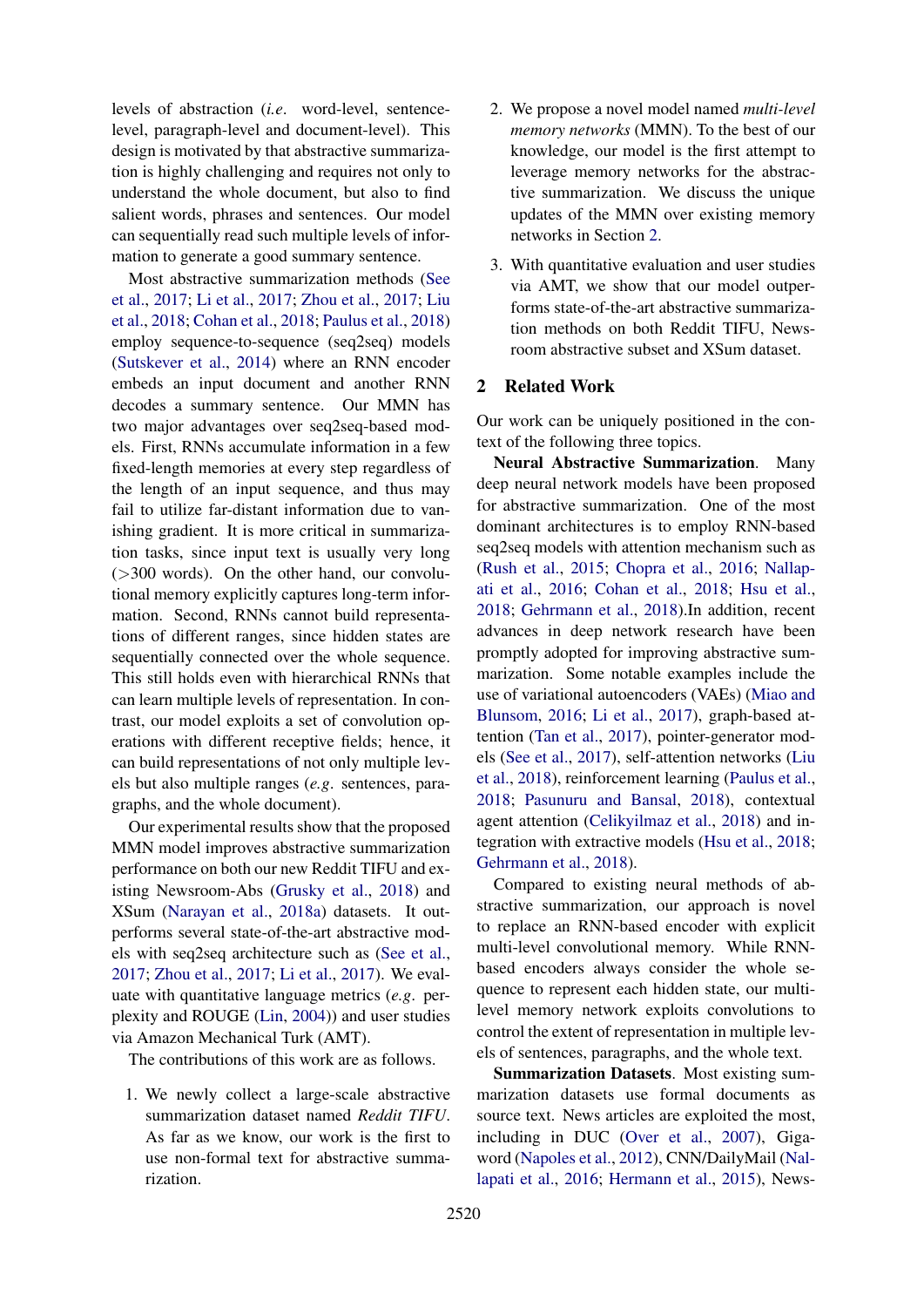levels of abstraction (*i.e.* word-level, sentence-level, paragraph-level and document-level). This design is motivated by that abstractive summarization is highly challenging and requires not only to understand the whole document, but also to find salient words, phrases and sentences. Our model can sequentially read such multiple levels of information to generate a good summary sentence.

Most abstractive summarization methods (See et al., 2017; Li et al., 2017; Zhou et al., 2017; Liu et al., 2018; Cohan et al., 2018; Paulus et al., 2018) employ sequence-to-sequence (seq2seq) models (Sutskever et al., 2014) where an RNN encoder embeds an input document and another RNN decodes a summary sentence. Our MMN has two major advantages over seq2seq-based models. First, RNNs accumulate information in a few fixed-length memories at every step regardless of the length of an input sequence, and thus may fail to utilize far-distant information due to vanishing gradient. It is more critical in summarization tasks, since input text is usually very long (>300 words). On the other hand, our convolutional memory explicitly captures long-term information. Second, RNNs cannot build representations of different ranges, since hidden states are sequentially connected over the whole sequence. This still holds even with hierarchical RNNs that can learn multiple levels of representation. In contrast, our model exploits a set of convolution operations with different receptive fields; hence, it can build representations of not only multiple levels but also multiple ranges (*e.g.* sentences, paragraphs, and the whole document).

Our experimental results show that the proposed MMN model improves abstractive summarization performance on both our new Reddit TIFU and existing Newsroom-Abs (Grusky et al., 2018) and XSum (Narayan et al., 2018a) datasets. It outperforms several state-of-the-art abstractive models with seq2seq architecture such as (See et al., 2017; Zhou et al., 2017; Li et al., 2017). We evaluate with quantitative language metrics (*e.g.* perplexity and ROUGE (Lin, 2004)) and user studies via Amazon Mechanical Turk (AMT).

The contributions of this work are as follows.

1. We newly collect a large-scale abstractive summarization dataset named *Reddit TIFU*. As far as we know, our work is the first to use non-formal text for abstractive summarization.
2. We propose a novel model named *multi-level memory networks* (MMN). To the best of our knowledge, our model is the first attempt to leverage memory networks for the abstractive summarization. We discuss the unique updates of the MMN over existing memory networks in Section 2.
3. With quantitative evaluation and user studies via AMT, we show that our model outperforms state-of-the-art abstractive summarization methods on both Reddit TIFU, Newsroom abstractive subset and XSum dataset.

## 2 Related Work

Our work can be uniquely positioned in the context of the following three topics.

**Neural Abstractive Summarization**. Many deep neural network models have been proposed for abstractive summarization. One of the most dominant architectures is to employ RNN-based seq2seq models with attention mechanism such as (Rush et al., 2015; Chopra et al., 2016; Nallapati et al., 2016; Cohan et al., 2018; Hsu et al., 2018; Gehrmann et al., 2018).In addition, recent advances in deep network research have been promptly adopted for improving abstractive summarization. Some notable examples include the use of variational autoencoders (VAEs) (Miao and Blunsom, 2016; Li et al., 2017), graph-based attention (Tan et al., 2017), pointer-generator models (See et al., 2017), self-attention networks (Liu et al., 2018), reinforcement learning (Paulus et al., 2018; Pasunuru and Bansal, 2018), contextual agent attention (Celikyilmaz et al., 2018) and integration with extractive models (Hsu et al., 2018; Gehrmann et al., 2018).

Compared to existing neural methods of abstractive summarization, our approach is novel to replace an RNN-based encoder with explicit multi-level convolutional memory. While RNN-based encoders always consider the whole sequence to represent each hidden state, our multi-level memory network exploits convolutions to control the extent of representation in multiple levels of sentences, paragraphs, and the whole text.

**Summarization Datasets**. Most existing summarization datasets use formal documents as source text. News articles are exploited the most, including in DUC (Over et al., 2007), Gigaword (Napoles et al., 2012), CNN/DailyMail (Nallapati et al., 2016; Hermann et al., 2015), News-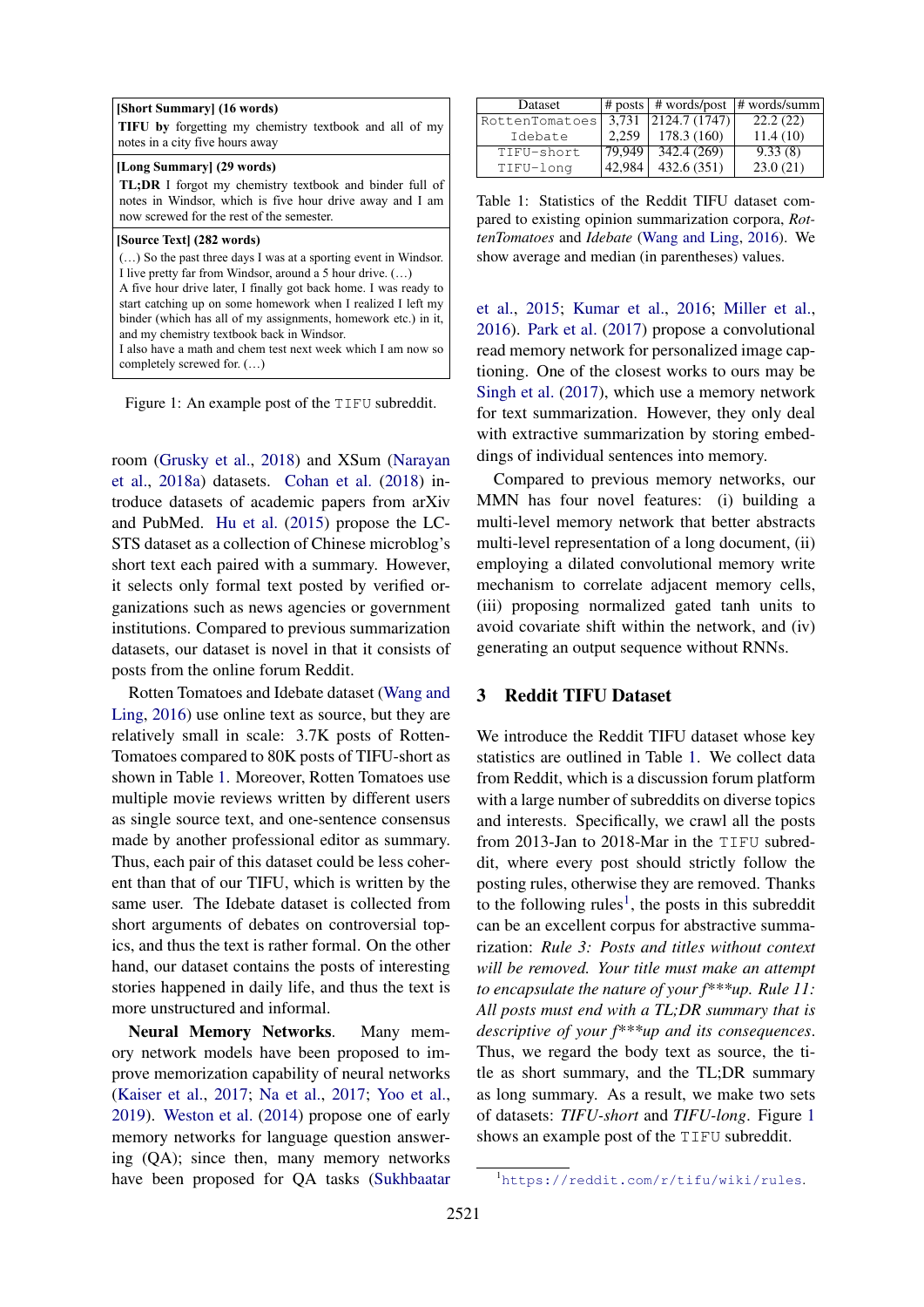| [Short Summary] (16 words) |
|---|
| **TIFU by** forgetting my chemistry textbook and all of my notes in a city five hours away |
| **[Long Summary] (29 words)** |
| **TL;DR** I forgot my chemistry textbook and binder full of notes in Windsor, which is five hour drive away and I am now screwed for the rest of the semester. |
| **[Source Text] (282 words)** |
| (…) So the past three days I was at a sporting event in Windsor. I live pretty far from Windsor, around a 5 hour drive. (…) A five hour drive later, I finally got back home. I was ready to start catching up on some homework when I realized I left my binder (which has all of my assignments, homework etc.) in it, and my chemistry textbook back in Windsor. I also have a math and chem test next week which I am now so completely screwed for. (…) |

Figure 1: An example post of the TIFU subreddit.

room (Grusky et al., 2018) and XSum (Narayan et al., 2018a) datasets. Cohan et al. (2018) introduce datasets of academic papers from arXiv and PubMed. Hu et al. (2015) propose the LCSTS dataset as a collection of Chinese microblog's short text each paired with a summary. However, it selects only formal text posted by verified organizations such as news agencies or government institutions. Compared to previous summarization datasets, our dataset is novel in that it consists of posts from the online forum Reddit.

Rotten Tomatoes and Idebate dataset (Wang and Ling, 2016) use online text as source, but they are relatively small in scale: 3.7K posts of RottenTomatoes compared to 80K posts of TIFU-short as shown in Table 1. Moreover, Rotten Tomatoes use multiple movie reviews written by different users as single source text, and one-sentence consensus made by another professional editor as summary. Thus, each pair of this dataset could be less coherent than that of our TIFU, which is written by the same user. The Idebate dataset is collected from short arguments of debates on controversial topics, and thus the text is rather formal. On the other hand, our dataset contains the posts of interesting stories happened in daily life, and thus the text is more unstructured and informal.

**Neural Memory Networks.** Many memory network models have been proposed to improve memorization capability of neural networks (Kaiser et al., 2017; Na et al., 2017; Yoo et al., 2019). Weston et al. (2014) propose one of early memory networks for language question answering (QA); since then, many memory networks have been proposed for QA tasks (Sukhbaatar et al., 2015; Kumar et al., 2016; Miller et al., 2016). Park et al. (2017) propose a convolutional read memory network for personalized image captioning. One of the closest works to ours may be Singh et al. (2017), which use a memory network for text summarization. However, they only deal with extractive summarization by storing embeddings of individual sentences into memory.

| Dataset | # posts | # words/post | # words/summ |
|---|---|---|---|
| RottenTomatoes | 3,731 | 2124.7 (1747) | 22.2 (22) |
| Idebate | 2,259 | 178.3 (160) | 11.4 (10) |
| TIFU-short | 79,949 | 342.4 (269) | 9.33 (8) |
| TIFU-long | 42,984 | 432.6 (351) | 23.0 (21) |

Table 1: Statistics of the Reddit TIFU dataset compared to existing opinion summarization corpora, *RottenTomatoes* and *Idebate* (Wang and Ling, 2016). We show average and median (in parentheses) values.

Compared to previous memory networks, our MMN has four novel features: (i) building a multi-level memory network that better abstracts multi-level representation of a long document, (ii) employing a dilated convolutional memory write mechanism to correlate adjacent memory cells, (iii) proposing normalized gated tanh units to avoid covariate shift within the network, and (iv) generating an output sequence without RNNs.

## 3 Reddit TIFU Dataset

We introduce the Reddit TIFU dataset whose key statistics are outlined in Table 1. We collect data from Reddit, which is a discussion forum platform with a large number of subreddits on diverse topics and interests. Specifically, we crawl all the posts from 2013-Jan to 2018-Mar in the TIFU subreddit, where every post should strictly follow the posting rules, otherwise they are removed. Thanks to the following rules[1], the posts in this subreddit can be an excellent corpus for abstractive summarization: *Rule 3: Posts and titles without context will be removed. Your title must make an attempt to encapsulate the nature of your f\*\*\*up. Rule 11: All posts must end with a TL;DR summary that is descriptive of your f\*\*\*up and its consequences.* Thus, we regard the body text as source, the title as short summary, and the TL;DR summary as long summary. As a result, we make two sets of datasets: *TIFU-short* and *TIFU-long*. Figure 1 shows an example post of the TIFU subreddit.

[1] https://reddit.com/r/tifu/wiki/rules.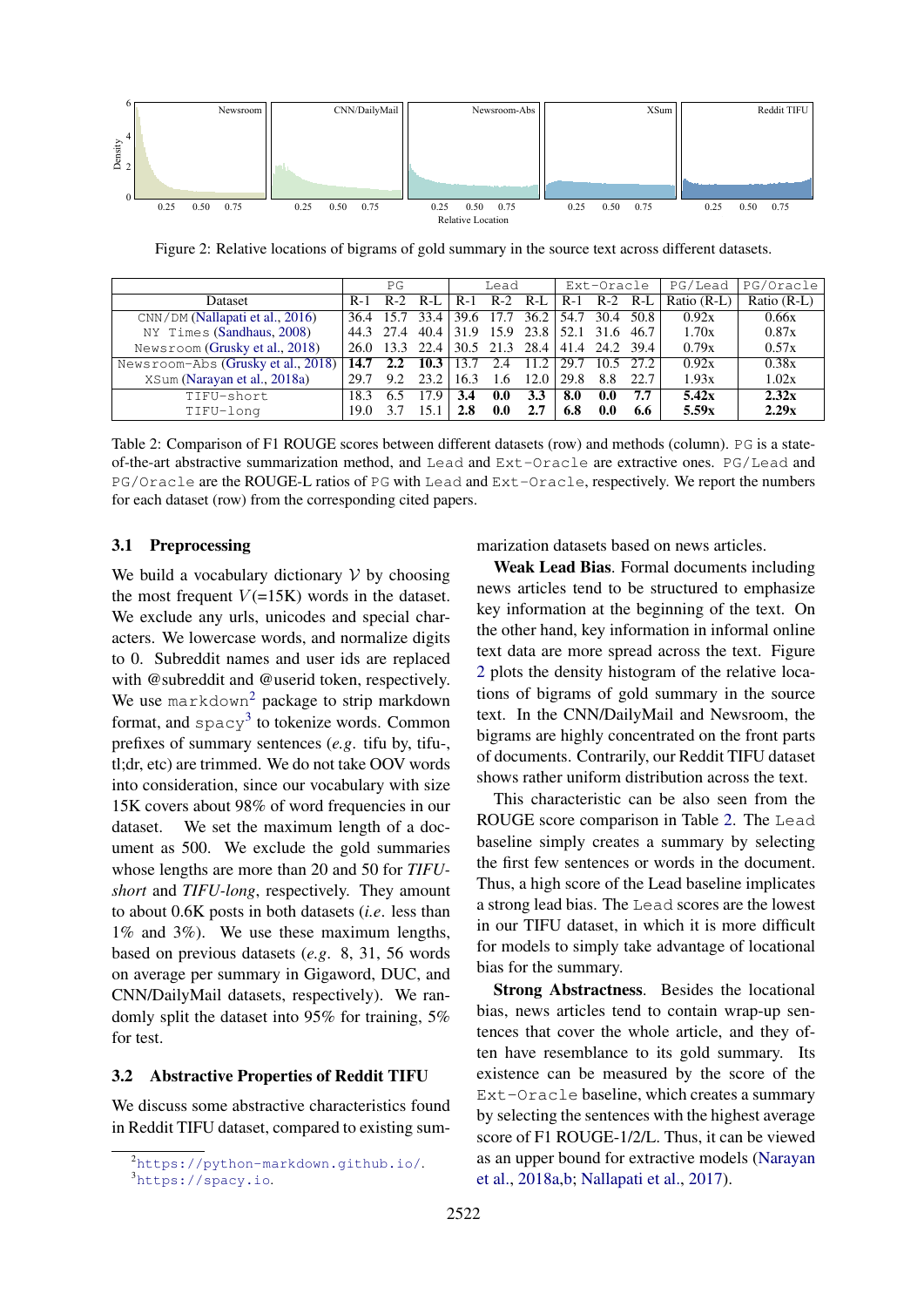Figure 2: Relative locations of bigrams of gold summary in the source text across different datasets.

| Dataset | PG | | | Lead | | | Ext-Oracle | | | PG/Lead | PG/Oracle |
|---|---|---|---|---|---|---|---|---|---|---|---|
| | R-1 | R-2 | R-L | R-1 | R-2 | R-L | R-1 | R-2 | R-L | Ratio (R-L) | Ratio (R-L) |
| CNN/DM (Nallapati et al., 2016) | 36.4 | 15.7 | 33.4 | 39.6 | 17.7 | 36.2 | 54.7 | 30.4 | 50.8 | 0.92x | 0.66x |
| NY Times (Sandhaus, 2008) | 44.3 | 27.4 | 40.4 | 31.9 | 15.9 | 23.8 | 52.1 | 31.6 | 46.7 | 1.70x | 0.87x |
| Newsroom (Grusky et al., 2018) | 26.0 | 13.3 | 22.4 | 30.5 | 21.3 | 28.4 | 41.4 | 24.2 | 39.4 | 0.79x | 0.57x |
| Newsroom-Abs (Grusky et al., 2018) | **14.7** | **2.2** | **10.3** | 13.7 | 2.4 | 11.2 | 29.7 | 10.5 | 27.2 | 0.92x | 0.38x |
| XSum (Narayan et al., 2018a) | 29.7 | 9.2 | 23.2 | 16.3 | 1.6 | 12.0 | 29.8 | 8.8 | 22.7 | 1.93x | 1.02x |
| TIFU-short | 18.3 | 6.5 | 17.9 | **3.4** | **0.0** | **3.3** | **8.0** | **0.0** | **7.7** | **5.42x** | **2.32x** |
| TIFU-long | 19.0 | 3.7 | 15.1 | **2.8** | **0.0** | **2.7** | **6.8** | **0.0** | **6.6** | **5.59x** | **2.29x** |

Table 2: Comparison of F1 ROUGE scores between different datasets (row) and methods (column). PG is a state-of-the-art abstractive summarization method, and Lead and Ext-Oracle are extractive ones. PG/Lead and PG/Oracle are the ROUGE-L ratios of PG with Lead and Ext-Oracle, respectively. We report the numbers for each dataset (row) from the corresponding cited papers.

### 3.1 Preprocessing

We build a vocabulary dictionary $\mathcal{V}$ by choosing the most frequent $V$(=15K) words in the dataset. We exclude any urls, unicodes and special characters. We lowercase words, and normalize digits to 0. Subreddit names and user ids are replaced with @subreddit and @userid token, respectively. We use markdown[2] package to strip markdown format, and spacy[3] to tokenize words. Common prefixes of summary sentences (*e.g.* tifu by, tifu-, tl;dr, etc) are trimmed. We do not take OOV words into consideration, since our vocabulary with size 15K covers about 98% of word frequencies in our dataset. We set the maximum length of a document as 500. We exclude the gold summaries whose lengths are more than 20 and 50 for *TIFU-short* and *TIFU-long*, respectively. They amount to about 0.6K posts in both datasets (*i.e.* less than 1% and 3%). We use these maximum lengths, based on previous datasets (*e.g.* 8, 31, 56 words on average per summary in Gigaword, DUC, and CNN/DailyMail datasets, respectively). We randomly split the dataset into 95% for training, 5% for test.

### 3.2 Abstractive Properties of Reddit TIFU

We discuss some abstractive characteristics found in Reddit TIFU dataset, compared to existing summarization datasets based on news articles.

**Weak Lead Bias**. Formal documents including news articles tend to be structured to emphasize key information at the beginning of the text. On the other hand, key information in informal online text data are more spread across the text. Figure 2 plots the density histogram of the relative locations of bigrams of gold summary in the source text. In the CNN/DailyMail and Newsroom, the bigrams are highly concentrated on the front parts of documents. Contrarily, our Reddit TIFU dataset shows rather uniform distribution across the text.

This characteristic can be also seen from the ROUGE score comparison in Table 2. The Lead baseline simply creates a summary by selecting the first few sentences or words in the document. Thus, a high score of the Lead baseline implicates a strong lead bias. The Lead scores are the lowest in our TIFU dataset, in which it is more difficult for models to simply take advantage of locational bias for the summary.

**Strong Abstractness**. Besides the locational bias, news articles tend to contain wrap-up sentences that cover the whole article, and they often have resemblance to its gold summary. Its existence can be measured by the score of the Ext-Oracle baseline, which creates a summary by selecting the sentences with the highest average score of F1 ROUGE-1/2/L. Thus, it can be viewed as an upper bound for extractive models (Narayan et al., 2018a,b; Nallapati et al., 2017).

[2] https://python-markdown.github.io/.
[3] https://spacy.io.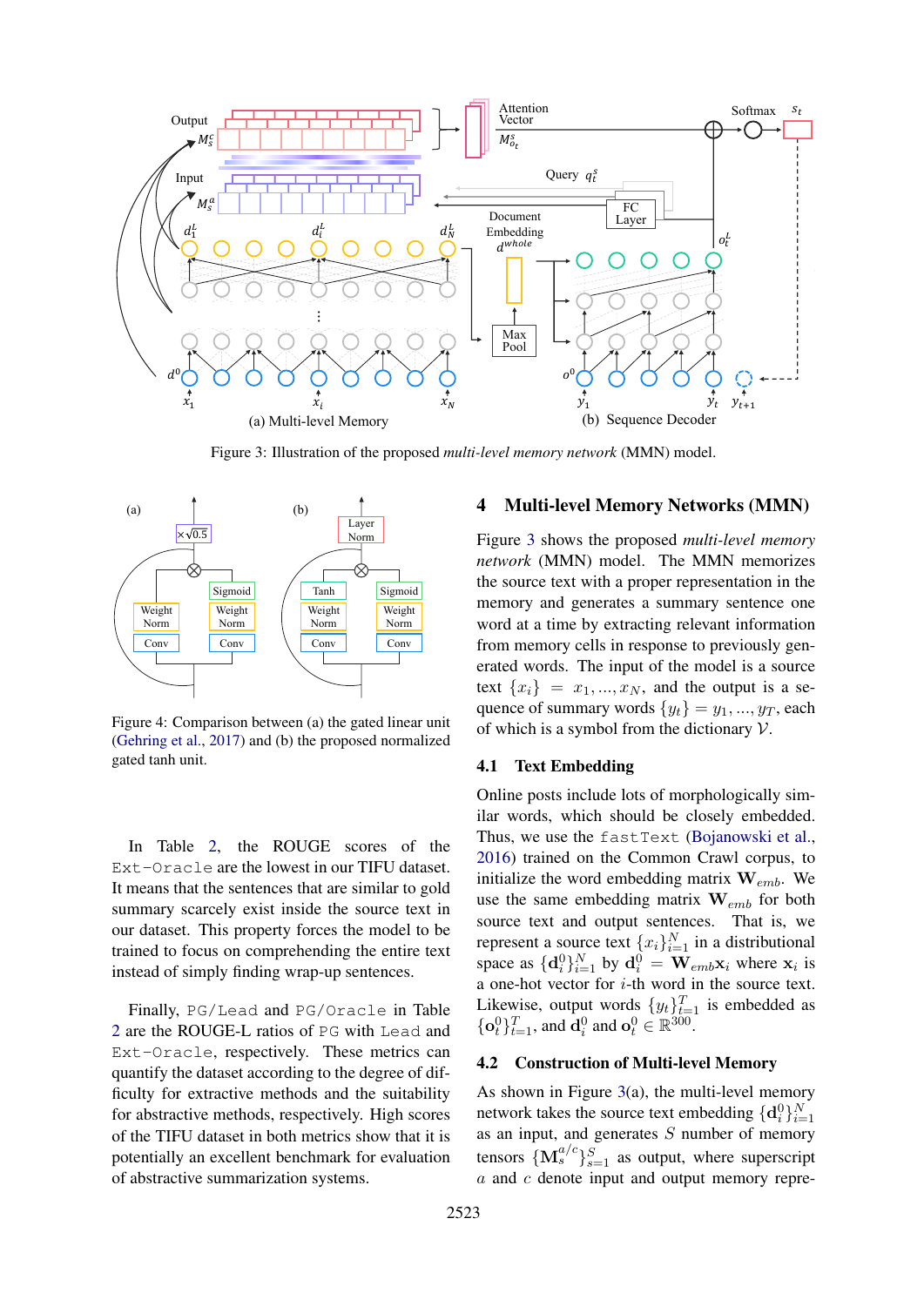Figure 3: Illustration of the proposed *multi-level memory network* (MMN) model.

Figure 4: Comparison between (a) the gated linear unit (Gehring et al., 2017) and (b) the proposed normalized gated tanh unit.

In Table 2, the ROUGE scores of the `Ext-Oracle` are the lowest in our TIFU dataset. It means that the sentences that are similar to gold summary scarcely exist inside the source text in our dataset. This property forces the model to be trained to focus on comprehending the entire text instead of simply finding wrap-up sentences.

Finally, `PG/Lead` and `PG/Oracle` in Table 2 are the ROUGE-L ratios of `PG` with `Lead` and `Ext-Oracle`, respectively. These metrics can quantify the dataset according to the degree of difficulty for extractive methods and the suitability for abstractive methods, respectively. High scores of the TIFU dataset in both metrics show that it is potentially an excellent benchmark for evaluation of abstractive summarization systems.

## 4 Multi-level Memory Networks (MMN)

Figure 3 shows the proposed *multi-level memory network* (MMN) model. The MMN memorizes the source text with a proper representation in the memory and generates a summary sentence one word at a time by extracting relevant information from memory cells in response to previously generated words. The input of the model is a source text $\{x_i\} = x_1, ..., x_N$, and the output is a sequence of summary words $\{y_t\} = y_1, ..., y_T$, each of which is a symbol from the dictionary $\mathcal{V}$.

### 4.1 Text Embedding

Online posts include lots of morphologically similar words, which should be closely embedded. Thus, we use the `fastText` (Bojanowski et al., 2016) trained on the Common Crawl corpus, to initialize the word embedding matrix $\mathbf{W}_{emb}$. We use the same embedding matrix $\mathbf{W}_{emb}$ for both source text and output sentences. That is, we represent a source text $\{x_i\}_{i=1}^N$ in a distributional space as $\{\mathbf{d}_i^0\}_{i=1}^N$ by $\mathbf{d}_i^0 = \mathbf{W}_{emb}\mathbf{x}_i$ where $\mathbf{x}_i$ is a one-hot vector for $i$-th word in the source text. Likewise, output words $\{y_t\}_{t=1}^T$ is embedded as $\{\mathbf{o}_t^0\}_{t=1}^T$, and $\mathbf{d}_i^0$ and $\mathbf{o}_t^0 \in \mathbb{R}^{300}$.

### 4.2 Construction of Multi-level Memory

As shown in Figure 3(a), the multi-level memory network takes the source text embedding $\{\mathbf{d}_i^0\}_{i=1}^N$ as an input, and generates $S$ number of memory tensors $\{\mathbf{M}_s^{a/c}\}_{s=1}^S$ as output, where superscript $a$ and $c$ denote input and output memory repre-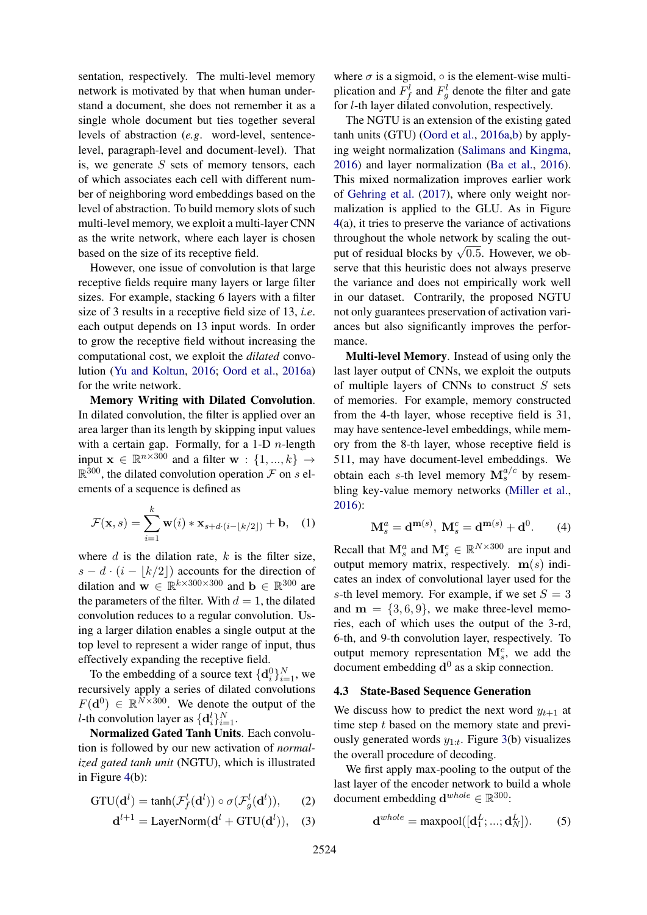sentation, respectively. The multi-level memory network is motivated by that when human understand a document, she does not remember it as a single whole document but ties together several levels of abstraction (*e.g.* word-level, sentence-level, paragraph-level and document-level). That is, we generate $S$ sets of memory tensors, each of which associates each cell with different number of neighboring word embeddings based on the level of abstraction. To build memory slots of such multi-level memory, we exploit a multi-layer CNN as the write network, where each layer is chosen based on the size of its receptive field.

However, one issue of convolution is that large receptive fields require many layers or large filter sizes. For example, stacking 6 layers with a filter size of 3 results in a receptive field size of 13, *i.e*. each output depends on 13 input words. In order to grow the receptive field without increasing the computational cost, we exploit the *dilated* convolution (Yu and Koltun, 2016; Oord et al., 2016a) for the write network.

**Memory Writing with Dilated Convolution**. In dilated convolution, the filter is applied over an area larger than its length by skipping input values with a certain gap. Formally, for a 1-D $n$-length input $\mathbf{x} \in \mathbb{R}^{n \times 300}$ and a filter $\mathbf{w} : \{1, ..., k\} \rightarrow \mathbb{R}^{300}$, the dilated convolution operation $\mathcal{F}$ on $s$ elements of a sequence is defined as

$$\mathcal{F}(\mathbf{x}, s) = \sum_{i=1}^{k} \mathbf{w}(i) * \mathbf{x}_{s+d \cdot (i - \lfloor k/2 \rfloor)} + \mathbf{b}, \quad (1)$$

where $d$ is the dilation rate, $k$ is the filter size, $s - d \cdot (i - \lfloor k/2 \rfloor)$ accounts for the direction of dilation and $\mathbf{w} \in \mathbb{R}^{k \times 300 \times 300}$ and $\mathbf{b} \in \mathbb{R}^{300}$ are the parameters of the filter. With $d = 1$, the dilated convolution reduces to a regular convolution. Using a larger dilation enables a single output at the top level to represent a wider range of input, thus effectively expanding the receptive field.

To the embedding of a source text $\{\mathbf{d}_i^0\}_{i=1}^N$, we recursively apply a series of dilated convolutions $F(\mathbf{d}^0) \in \mathbb{R}^{N \times 300}$. We denote the output of the $l$-th convolution layer as $\{\mathbf{d}_i^l\}_{i=1}^N$.

**Normalized Gated Tanh Units**. Each convolution is followed by our new activation of *normalized gated tanh unit* (NGTU), which is illustrated in Figure 4(b):

$$\text{GTU}(\mathbf{d}^l) = \tanh(\mathcal{F}_f^l(\mathbf{d}^l)) \circ \sigma(\mathcal{F}_g^l(\mathbf{d}^l)), \quad (2)$$

$$\mathbf{d}^{l+1} = \text{LayerNorm}(\mathbf{d}^l + \text{GTU}(\mathbf{d}^l)), \quad (3)$$

where $\sigma$ is a sigmoid, $\circ$ is the element-wise multiplication and $F_f^l$ and $F_g^l$ denote the filter and gate for $l$-th layer dilated convolution, respectively.

The NGTU is an extension of the existing gated tanh units (GTU) (Oord et al., 2016a,b) by applying weight normalization (Salimans and Kingma, 2016) and layer normalization (Ba et al., 2016). This mixed normalization improves earlier work of Gehring et al. (2017), where only weight normalization is applied to the GLU. As in Figure 4(a), it tries to preserve the variance of activations throughout the whole network by scaling the output of residual blocks by $\sqrt{0.5}$. However, we observe that this heuristic does not always preserve the variance and does not empirically work well in our dataset. Contrarily, the proposed NGTU not only guarantees preservation of activation variances but also significantly improves the performance.

**Multi-level Memory**. Instead of using only the last layer output of CNNs, we exploit the outputs of multiple layers of CNNs to construct $S$ sets of memories. For example, memory constructed from the 4-th layer, whose receptive field is 31, may have sentence-level embeddings, while memory from the 8-th layer, whose receptive field is 511, may have document-level embeddings. We obtain each $s$-th level memory $\mathbf{M}_s^{a/c}$ by resembling key-value memory networks (Miller et al., 2016):

$$\mathbf{M}_s^a = \mathbf{d}^{\mathbf{m}(s)}, \; \mathbf{M}_s^c = \mathbf{d}^{\mathbf{m}(s)} + \mathbf{d}^0. \quad (4)$$

Recall that $\mathbf{M}_s^a$ and $\mathbf{M}_s^c \in \mathbb{R}^{N \times 300}$ are input and output memory matrix, respectively. $\mathbf{m}(s)$ indicates an index of convolutional layer used for the $s$-th level memory. For example, if we set $S = 3$ and $\mathbf{m} = \{3, 6, 9\}$, we make three-level memories, each of which uses the output of the 3-rd, 6-th, and 9-th convolution layer, respectively. To output memory representation $\mathbf{M}_s^c$, we add the document embedding $\mathbf{d}^0$ as a skip connection.

### 4.3 State-Based Sequence Generation

We discuss how to predict the next word $y_{t+1}$ at time step $t$ based on the memory state and previously generated words $y_{1:t}$. Figure 3(b) visualizes the overall procedure of decoding.

We first apply max-pooling to the output of the last layer of the encoder network to build a whole document embedding $\mathbf{d}^{whole} \in \mathbb{R}^{300}$:

$$\mathbf{d}^{whole} = \text{maxpool}([\mathbf{d}_1^L; ...; \mathbf{d}_N^L]). \quad (5)$$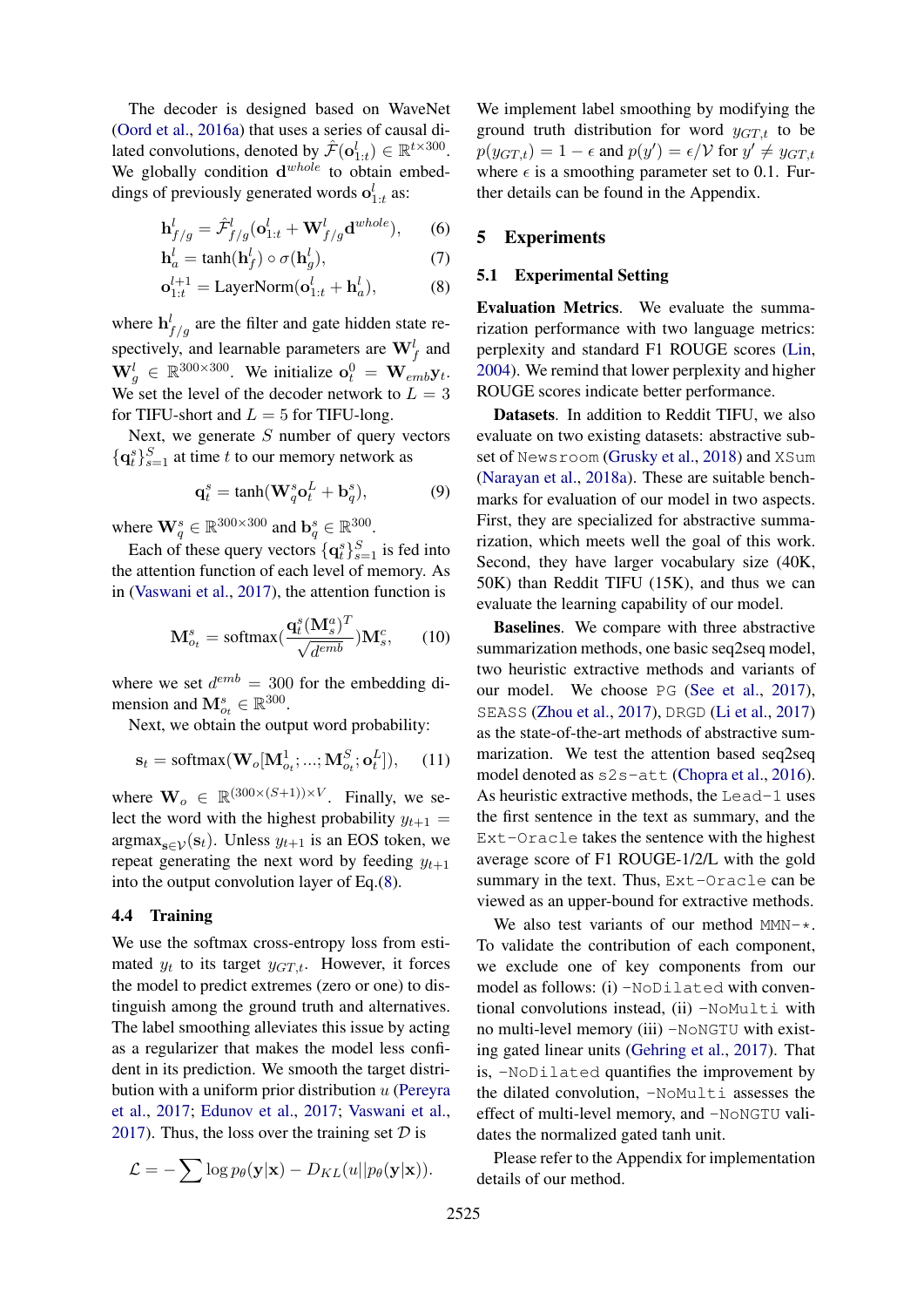The decoder is designed based on WaveNet (Oord et al., 2016a) that uses a series of causal dilated convolutions, denoted by $\hat{\mathcal{F}}(\mathbf{o}^l_{1:t}) \in \mathbb{R}^{t \times 300}$. We globally condition $\mathbf{d}^{whole}$ to obtain embeddings of previously generated words $\mathbf{o}^l_{1:t}$ as:

$$\mathbf{h}^l_{f/g} = \hat{\mathcal{F}}^l_{f/g}(\mathbf{o}^l_{1:t} + \mathbf{W}^l_{f/g}\mathbf{d}^{whole}), \quad (6)$$

$$\mathbf{h}^l_a = \tanh(\mathbf{h}^l_f) \circ \sigma(\mathbf{h}^l_g), \quad (7)$$

$$\mathbf{o}^{l+1}_{1:t} = \text{LayerNorm}(\mathbf{o}^l_{1:t} + \mathbf{h}^l_a), \quad (8)$$

where $\mathbf{h}^l_{f/g}$ are the filter and gate hidden state respectively, and learnable parameters are $\mathbf{W}^l_f$ and $\mathbf{W}^l_g \in \mathbb{R}^{300 \times 300}$. We initialize $\mathbf{o}^0_t = \mathbf{W}_{emb}\mathbf{y}_t$. We set the level of the decoder network to $L = 3$ for TIFU-short and $L = 5$ for TIFU-long.

Next, we generate $S$ number of query vectors $\{\mathbf{q}^s_t\}^S_{s=1}$ at time $t$ to our memory network as

$$\mathbf{q}^s_t = \tanh(\mathbf{W}^s_q \mathbf{o}^L_t + \mathbf{b}^s_q), \quad (9)$$

where $\mathbf{W}^s_q \in \mathbb{R}^{300 \times 300}$ and $\mathbf{b}^s_q \in \mathbb{R}^{300}$.

Each of these query vectors $\{\mathbf{q}^s_t\}^S_{s=1}$ is fed into the attention function of each level of memory. As in (Vaswani et al., 2017), the attention function is

$$\mathbf{M}^s_{o_t} = \text{softmax}(\frac{\mathbf{q}^s_t(\mathbf{M}^a_s)^T}{\sqrt{d^{emb}}})\mathbf{M}^c_s, \quad (10)$$

where we set $d^{emb} = 300$ for the embedding dimension and $\mathbf{M}^s_{o_t} \in \mathbb{R}^{300}$.

Next, we obtain the output word probability:

$$\mathbf{s}_t = \text{softmax}(\mathbf{W}_o[\mathbf{M}^1_{o_t}; ...; \mathbf{M}^S_{o_t}; \mathbf{o}^L_t]), \quad (11)$$

where $\mathbf{W}_o \in \mathbb{R}^{(300 \times (S+1)) \times V}$. Finally, we select the word with the highest probability $y_{t+1} = \text{argmax}_{\mathbf{s} \in \mathcal{V}}(\mathbf{s}_t)$. Unless $y_{t+1}$ is an EOS token, we repeat generating the next word by feeding $y_{t+1}$ into the output convolution layer of Eq.(8).

### 4.4 Training

We use the softmax cross-entropy loss from estimated $y_t$ to its target $y_{GT,t}$. However, it forces the model to predict extremes (zero or one) to distinguish among the ground truth and alternatives. The label smoothing alleviates this issue by acting as a regularizer that makes the model less confident in its prediction. We smooth the target distribution with a uniform prior distribution $u$ (Pereyra et al., 2017; Edunov et al., 2017; Vaswani et al., 2017). Thus, the loss over the training set $\mathcal{D}$ is

$$\mathcal{L} = -\sum \log p_\theta(\mathbf{y}|\mathbf{x}) - D_{KL}(u||p_\theta(\mathbf{y}|\mathbf{x})).$$

We implement label smoothing by modifying the ground truth distribution for word $y_{GT,t}$ to be $p(y_{GT,t}) = 1 - \epsilon$ and $p(y') = \epsilon/\mathcal{V}$ for $y' \neq y_{GT,t}$ where $\epsilon$ is a smoothing parameter set to 0.1. Further details can be found in the Appendix.

## 5 Experiments

### 5.1 Experimental Setting

**Evaluation Metrics**. We evaluate the summarization performance with two language metrics: perplexity and standard F1 ROUGE scores (Lin, 2004). We remind that lower perplexity and higher ROUGE scores indicate better performance.

**Datasets**. In addition to Reddit TIFU, we also evaluate on two existing datasets: abstractive subset of `Newsroom` (Grusky et al., 2018) and `XSum` (Narayan et al., 2018a). These are suitable benchmarks for evaluation of our model in two aspects. First, they are specialized for abstractive summarization, which meets well the goal of this work. Second, they have larger vocabulary size (40K, 50K) than Reddit TIFU (15K), and thus we can evaluate the learning capability of our model.

**Baselines**. We compare with three abstractive summarization methods, one basic seq2seq model, two heuristic extractive methods and variants of our model. We choose `PG` (See et al., 2017), `SEASS` (Zhou et al., 2017), `DRGD` (Li et al., 2017) as the state-of-the-art methods of abstractive summarization. We test the attention based seq2seq model denoted as `s2s-att` (Chopra et al., 2016). As heuristic extractive methods, the `Lead-1` uses the first sentence in the text as summary, and the `Ext-Oracle` takes the sentence with the highest average score of F1 ROUGE-1/2/L with the gold summary in the text. Thus, `Ext-Oracle` can be viewed as an upper-bound for extractive methods.

We also test variants of our method `MMN-*`. To validate the contribution of each component, we exclude one of key components from our model as follows: (i) `-NoDilated` with conventional convolutions instead, (ii) `-NoMulti` with no multi-level memory (iii) `-NoNGTU` with existing gated linear units (Gehring et al., 2017). That is, `-NoDilated` quantifies the improvement by the dilated convolution, `-NoMulti` assesses the effect of multi-level memory, and `-NoNGTU` validates the normalized gated tanh unit.

Please refer to the Appendix for implementation details of our method.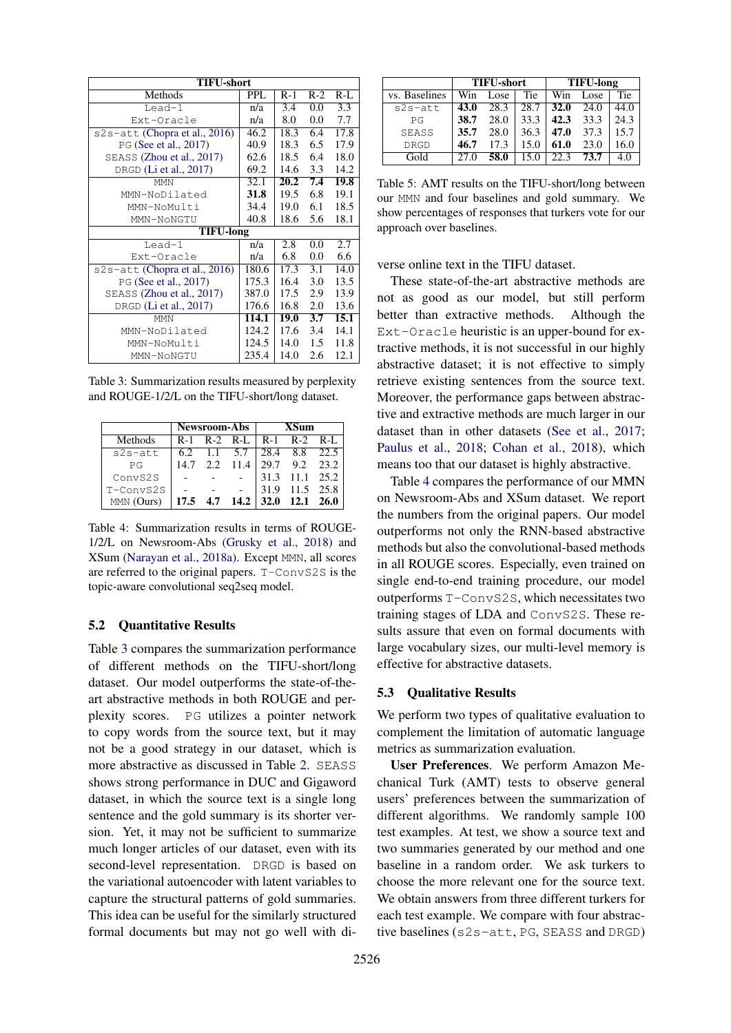| TIFU-short | | | | |
|---|---|---|---|---|
| Methods | PPL | R-1 | R-2 | R-L |
| Lead-1 | n/a | 3.4 | 0.0 | 3.3 |
| Ext-Oracle | n/a | 8.0 | 0.0 | 7.7 |
| s2s-att (Chopra et al., 2016) | 46.2 | 18.3 | 6.4 | 17.8 |
| PG (See et al., 2017) | 40.9 | 18.3 | 6.5 | 17.9 |
| SEASS (Zhou et al., 2017) | 62.6 | 18.5 | 6.4 | 18.0 |
| DRGD (Li et al., 2017) | 69.2 | 14.6 | 3.3 | 14.2 |
| MMN | 32.1 | **20.2** | **7.4** | **19.8** |
| MMN-NoDilated | **31.8** | 19.5 | 6.8 | 19.1 |
| MMN-NoMulti | 34.4 | 19.0 | 6.1 | 18.5 |
| MMN-NoNGTU | 40.8 | 18.6 | 5.6 | 18.1 |
| **TIFU-long** | | | | |
| Lead-1 | n/a | 2.8 | 0.0 | 2.7 |
| Ext-Oracle | n/a | 6.8 | 0.0 | 6.6 |
| s2s-att (Chopra et al., 2016) | 180.6 | 17.3 | 3.1 | 14.0 |
| PG (See et al., 2017) | 175.3 | 16.4 | 3.0 | 13.5 |
| SEASS (Zhou et al., 2017) | 387.0 | 17.5 | 2.9 | 13.9 |
| DRGD (Li et al., 2017) | 176.6 | 16.8 | 2.0 | 13.6 |
| MMN | **114.1** | **19.0** | **3.7** | **15.1** |
| MMN-NoDilated | 124.2 | 17.6 | 3.4 | 14.1 |
| MMN-NoMulti | 124.5 | 14.0 | 1.5 | 11.8 |
| MMN-NoNGTU | 235.4 | 14.0 | 2.6 | 12.1 |

Table 3: Summarization results measured by perplexity and ROUGE-1/2/L on the TIFU-short/long dataset.

| | Newsroom-Abs | | | XSum | | |
|---|---|---|---|---|---|---|
| Methods | R-1 | R-2 | R-L | R-1 | R-2 | R-L |
| s2s-att | 6.2 | 1.1 | 5.7 | 28.4 | 8.8 | 22.5 |
| PG | 14.7 | 2.2 | 11.4 | 29.7 | 9.2 | 23.2 |
| ConvS2S | - | - | - | 31.3 | 11.1 | 25.2 |
| T-ConvS2S | - | - | - | 31.9 | 11.5 | 25.8 |
| MMN (Ours) | **17.5** | **4.7** | **14.2** | **32.0** | **12.1** | **26.0** |

Table 4: Summarization results in terms of ROUGE-1/2/L on Newsroom-Abs (Grusky et al., 2018) and XSum (Narayan et al., 2018a). Except MMN, all scores are referred to the original papers. T-ConvS2S is the topic-aware convolutional seq2seq model.

## 5.2 Quantitative Results

Table 3 compares the summarization performance of different methods on the TIFU-short/long dataset. Our model outperforms the state-of-the-art abstractive methods in both ROUGE and perplexity scores. PG utilizes a pointer network to copy words from the source text, but it may not be a good strategy in our dataset, which is more abstractive as discussed in Table 2. SEASS shows strong performance in DUC and Gigaword dataset, in which the source text is a single long sentence and the gold summary is its shorter version. Yet, it may not be sufficient to summarize much longer articles of our dataset, even with its second-level representation. DRGD is based on the variational autoencoder with latent variables to capture the structural patterns of gold summaries. This idea can be useful for the similarly structured formal documents but may not go well with diverse online text in the TIFU dataset.

| | TIFU-short | | | TIFU-long | | |
|---|---|---|---|---|---|---|
| vs. Baselines | Win | Lose | Tie | Win | Lose | Tie |
| s2s-att | **43.0** | 28.3 | 28.7 | **32.0** | 24.0 | 44.0 |
| PG | **38.7** | 28.0 | 33.3 | **42.3** | 33.3 | 24.3 |
| SEASS | **35.7** | 28.0 | 36.3 | **47.0** | 37.3 | 15.7 |
| DRGD | **46.7** | 17.3 | 15.0 | **61.0** | 23.0 | 16.0 |
| Gold | 27.0 | **58.0** | 15.0 | 22.3 | **73.7** | 4.0 |

Table 5: AMT results on the TIFU-short/long between our MMN and four baselines and gold summary. We show percentages of responses that turkers vote for our approach over baselines.

These state-of-the-art abstractive methods are not as good as our model, but still perform better than extractive methods. Although the Ext-Oracle heuristic is an upper-bound for extractive methods, it is not successful in our highly abstractive dataset; it is not effective to simply retrieve existing sentences from the source text. Moreover, the performance gaps between abstractive and extractive methods are much larger in our dataset than in other datasets (See et al., 2017; Paulus et al., 2018; Cohan et al., 2018), which means too that our dataset is highly abstractive.

Table 4 compares the performance of our MMN on Newsroom-Abs and XSum dataset. We report the numbers from the original papers. Our model outperforms not only the RNN-based abstractive methods but also the convolutional-based methods in all ROUGE scores. Especially, even trained on single end-to-end training procedure, our model outperforms T-ConvS2S, which necessitates two training stages of LDA and ConvS2S. These results assure that even on formal documents with large vocabulary sizes, our multi-level memory is effective for abstractive datasets.

## 5.3 Qualitative Results

We perform two types of qualitative evaluation to complement the limitation of automatic language metrics as summarization evaluation.

**User Preferences**. We perform Amazon Mechanical Turk (AMT) tests to observe general users' preferences between the summarization of different algorithms. We randomly sample 100 test examples. At test, we show a source text and two summaries generated by our method and one baseline in a random order. We ask turkers to choose the more relevant one for the source text. We obtain answers from three different turkers for each test example. We compare with four abstractive baselines (s2s-att, PG, SEASS and DRGD)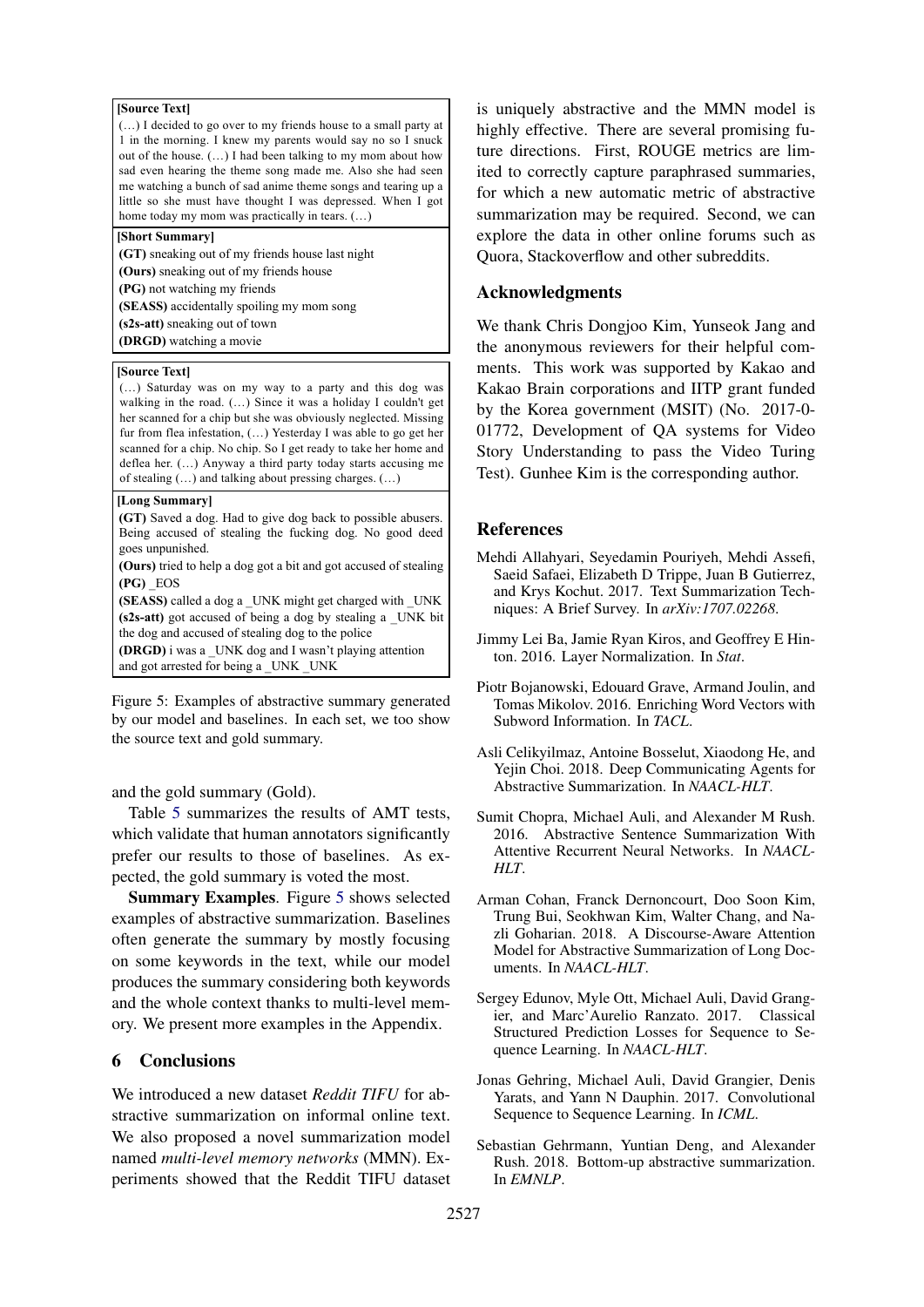**[Source Text]**

(…) I decided to go over to my friends house to a small party at 1 in the morning. I knew my parents would say no so I snuck out of the house. (…) I had been talking to my mom about how sad even hearing the theme song made me. Also she had seen me watching a bunch of sad anime theme songs and tearing up a little so she must have thought I was depressed. When I got home today my mom was practically in tears. (…)

**[Short Summary]**

**(GT)** sneaking out of my friends house last night

**(Ours)** sneaking out of my friends house

**(PG)** not watching my friends

**(SEASS)** accidentally spoiling my mom song

**(s2s-att)** sneaking out of town

**(DRGD)** watching a movie

**[Source Text]**

(…) Saturday was on my way to a party and this dog was walking in the road. (…) Since it was a holiday I couldn't get her scanned for a chip but she was obviously neglected. Missing fur from flea infestation, (…) Yesterday I was able to go get her scanned for a chip. No chip. So I get ready to take her home and deflea her. (…) Anyway a third party today starts accusing me of stealing (…) and talking about pressing charges. (…)

**[Long Summary]**

**(GT)** Saved a dog. Had to give dog back to possible abusers. Being accused of stealing the fucking dog. No good deed goes unpunished.

**(Ours)** tried to help a dog got a bit and got accused of stealing

**(PG)** _EOS

**(SEASS)** called a dog a _UNK might get charged with _UNK

**(s2s-att)** got accused of being a dog by stealing a _UNK bit the dog and accused of stealing dog to the police

**(DRGD)** i was a _UNK dog and I wasn't playing attention and got arrested for being a _UNK _UNK

Figure 5: Examples of abstractive summary generated by our model and baselines. In each set, we too show the source text and gold summary.

and the gold summary (Gold).

Table 5 summarizes the results of AMT tests, which validate that human annotators significantly prefer our results to those of baselines. As expected, the gold summary is voted the most.

**Summary Examples**. Figure 5 shows selected examples of abstractive summarization. Baselines often generate the summary by mostly focusing on some keywords in the text, while our model produces the summary considering both keywords and the whole context thanks to multi-level memory. We present more examples in the Appendix.

## 6 Conclusions

We introduced a new dataset *Reddit TIFU* for abstractive summarization on informal online text. We also proposed a novel summarization model named *multi-level memory networks* (MMN). Experiments showed that the Reddit TIFU dataset is uniquely abstractive and the MMN model is highly effective. There are several promising future directions. First, ROUGE metrics are limited to correctly capture paraphrased summaries, for which a new automatic metric of abstractive summarization may be required. Second, we can explore the data in other online forums such as Quora, Stackoverflow and other subreddits.

## Acknowledgments

We thank Chris Dongjoo Kim, Yunseok Jang and the anonymous reviewers for their helpful comments. This work was supported by Kakao and Kakao Brain corporations and IITP grant funded by the Korea government (MSIT) (No. 2017-0-01772, Development of QA systems for Video Story Understanding to pass the Video Turing Test). Gunhee Kim is the corresponding author.

## References

Mehdi Allahyari, Seyedamin Pouriyeh, Mehdi Assefi, Saeid Safaei, Elizabeth D Trippe, Juan B Gutierrez, and Krys Kochut. 2017. Text Summarization Techniques: A Brief Survey. In *arXiv:1707.02268*.

Jimmy Lei Ba, Jamie Ryan Kiros, and Geoffrey E Hinton. 2016. Layer Normalization. In *Stat*.

Piotr Bojanowski, Edouard Grave, Armand Joulin, and Tomas Mikolov. 2016. Enriching Word Vectors with Subword Information. In *TACL*.

Asli Celikyilmaz, Antoine Bosselut, Xiaodong He, and Yejin Choi. 2018. Deep Communicating Agents for Abstractive Summarization. In *NAACL-HLT*.

Sumit Chopra, Michael Auli, and Alexander M Rush. 2016. Abstractive Sentence Summarization With Attentive Recurrent Neural Networks. In *NAACL-HLT*.

Arman Cohan, Franck Dernoncourt, Doo Soon Kim, Trung Bui, Seokhwan Kim, Walter Chang, and Nazli Goharian. 2018. A Discourse-Aware Attention Model for Abstractive Summarization of Long Documents. In *NAACL-HLT*.

Sergey Edunov, Myle Ott, Michael Auli, David Grangier, and Marc'Aurelio Ranzato. 2017. Classical Structured Prediction Losses for Sequence to Sequence Learning. In *NAACL-HLT*.

Jonas Gehring, Michael Auli, David Grangier, Denis Yarats, and Yann N Dauphin. 2017. Convolutional Sequence to Sequence Learning. In *ICML*.

Sebastian Gehrmann, Yuntian Deng, and Alexander Rush. 2018. Bottom-up abstractive summarization. In *EMNLP*.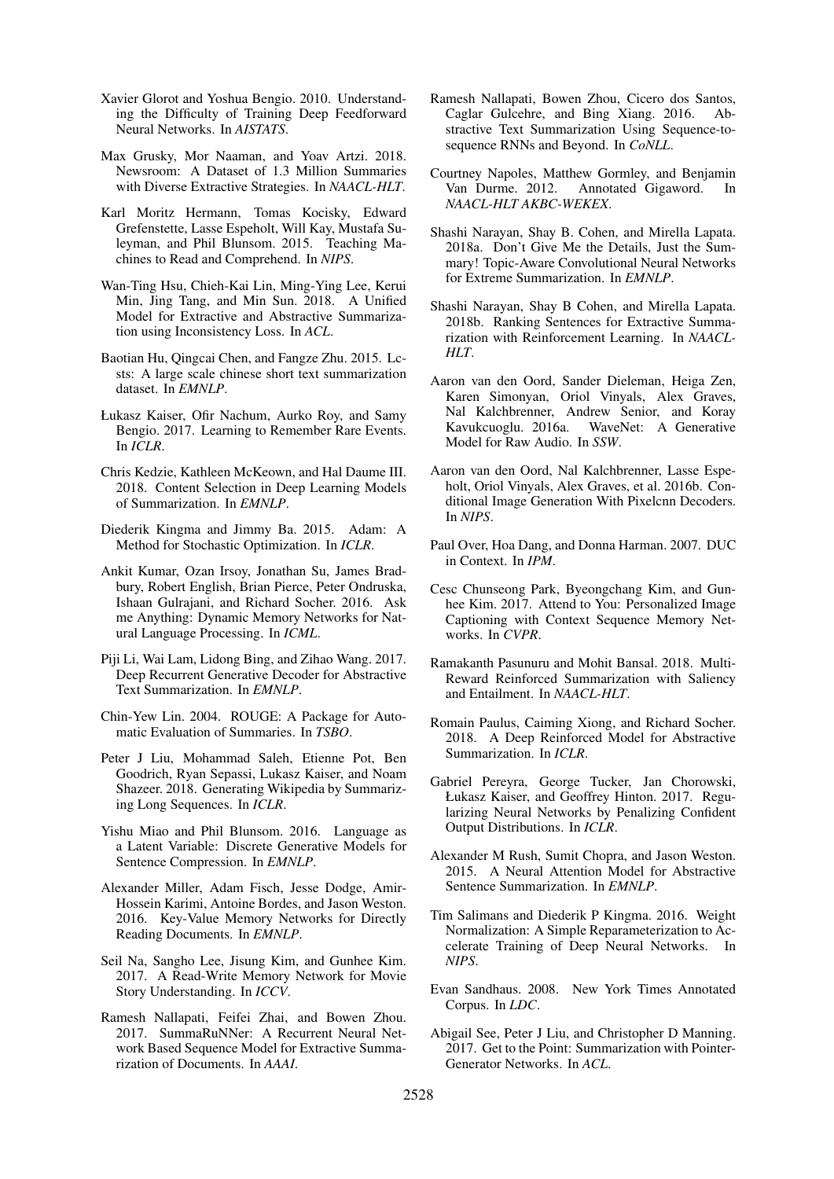Xavier Glorot and Yoshua Bengio. 2010. Understanding the Difficulty of Training Deep Feedforward Neural Networks. In *AISTATS*.

Max Grusky, Mor Naaman, and Yoav Artzi. 2018. Newsroom: A Dataset of 1.3 Million Summaries with Diverse Extractive Strategies. In *NAACL-HLT*.

Karl Moritz Hermann, Tomas Kocisky, Edward Grefenstette, Lasse Espeholt, Will Kay, Mustafa Suleyman, and Phil Blunsom. 2015. Teaching Machines to Read and Comprehend. In *NIPS*.

Wan-Ting Hsu, Chieh-Kai Lin, Ming-Ying Lee, Kerui Min, Jing Tang, and Min Sun. 2018. A Unified Model for Extractive and Abstractive Summarization using Inconsistency Loss. In *ACL*.

Baotian Hu, Qingcai Chen, and Fangze Zhu. 2015. Lcsts: A large scale chinese short text summarization dataset. In *EMNLP*.

Łukasz Kaiser, Ofir Nachum, Aurko Roy, and Samy Bengio. 2017. Learning to Remember Rare Events. In *ICLR*.

Chris Kedzie, Kathleen McKeown, and Hal Daume III. 2018. Content Selection in Deep Learning Models of Summarization. In *EMNLP*.

Diederik Kingma and Jimmy Ba. 2015. Adam: A Method for Stochastic Optimization. In *ICLR*.

Ankit Kumar, Ozan Irsoy, Jonathan Su, James Bradbury, Robert English, Brian Pierce, Peter Ondruska, Ishaan Gulrajani, and Richard Socher. 2016. Ask me Anything: Dynamic Memory Networks for Natural Language Processing. In *ICML*.

Piji Li, Wai Lam, Lidong Bing, and Zihao Wang. 2017. Deep Recurrent Generative Decoder for Abstractive Text Summarization. In *EMNLP*.

Chin-Yew Lin. 2004. ROUGE: A Package for Automatic Evaluation of Summaries. In *TSBO*.

Peter J Liu, Mohammad Saleh, Etienne Pot, Ben Goodrich, Ryan Sepassi, Lukasz Kaiser, and Noam Shazeer. 2018. Generating Wikipedia by Summarizing Long Sequences. In *ICLR*.

Yishu Miao and Phil Blunsom. 2016. Language as a Latent Variable: Discrete Generative Models for Sentence Compression. In *EMNLP*.

Alexander Miller, Adam Fisch, Jesse Dodge, Amir-Hossein Karimi, Antoine Bordes, and Jason Weston. 2016. Key-Value Memory Networks for Directly Reading Documents. In *EMNLP*.

Seil Na, Sangho Lee, Jisung Kim, and Gunhee Kim. 2017. A Read-Write Memory Network for Movie Story Understanding. In *ICCV*.

Ramesh Nallapati, Feifei Zhai, and Bowen Zhou. 2017. SummaRuNNer: A Recurrent Neural Network Based Sequence Model for Extractive Summarization of Documents. In *AAAI*.

Ramesh Nallapati, Bowen Zhou, Cicero dos Santos, Caglar Gulcehre, and Bing Xiang. 2016. Abstractive Text Summarization Using Sequence-to-sequence RNNs and Beyond. In *CoNLL*.

Courtney Napoles, Matthew Gormley, and Benjamin Van Durme. 2012. Annotated Gigaword. In *NAACL-HLT AKBC-WEKEX*.

Shashi Narayan, Shay B. Cohen, and Mirella Lapata. 2018a. Don't Give Me the Details, Just the Summary! Topic-Aware Convolutional Neural Networks for Extreme Summarization. In *EMNLP*.

Shashi Narayan, Shay B Cohen, and Mirella Lapata. 2018b. Ranking Sentences for Extractive Summarization with Reinforcement Learning. In *NAACL-HLT*.

Aaron van den Oord, Sander Dieleman, Heiga Zen, Karen Simonyan, Oriol Vinyals, Alex Graves, Nal Kalchbrenner, Andrew Senior, and Koray Kavukcuoglu. 2016a. WaveNet: A Generative Model for Raw Audio. In *SSW*.

Aaron van den Oord, Nal Kalchbrenner, Lasse Espeholt, Oriol Vinyals, Alex Graves, et al. 2016b. Conditional Image Generation With Pixelcnn Decoders. In *NIPS*.

Paul Over, Hoa Dang, and Donna Harman. 2007. DUC in Context. In *IPM*.

Cesc Chunseong Park, Byeongchang Kim, and Gunhee Kim. 2017. Attend to You: Personalized Image Captioning with Context Sequence Memory Networks. In *CVPR*.

Ramakanth Pasunuru and Mohit Bansal. 2018. Multi-Reward Reinforced Summarization with Saliency and Entailment. In *NAACL-HLT*.

Romain Paulus, Caiming Xiong, and Richard Socher. 2018. A Deep Reinforced Model for Abstractive Summarization. In *ICLR*.

Gabriel Pereyra, George Tucker, Jan Chorowski, Łukasz Kaiser, and Geoffrey Hinton. 2017. Regularizing Neural Networks by Penalizing Confident Output Distributions. In *ICLR*.

Alexander M Rush, Sumit Chopra, and Jason Weston. 2015. A Neural Attention Model for Abstractive Sentence Summarization. In *EMNLP*.

Tim Salimans and Diederik P Kingma. 2016. Weight Normalization: A Simple Reparameterization to Accelerate Training of Deep Neural Networks. In *NIPS*.

Evan Sandhaus. 2008. New York Times Annotated Corpus. In *LDC*.

Abigail See, Peter J Liu, and Christopher D Manning. 2017. Get to the Point: Summarization with Pointer-Generator Networks. In *ACL*.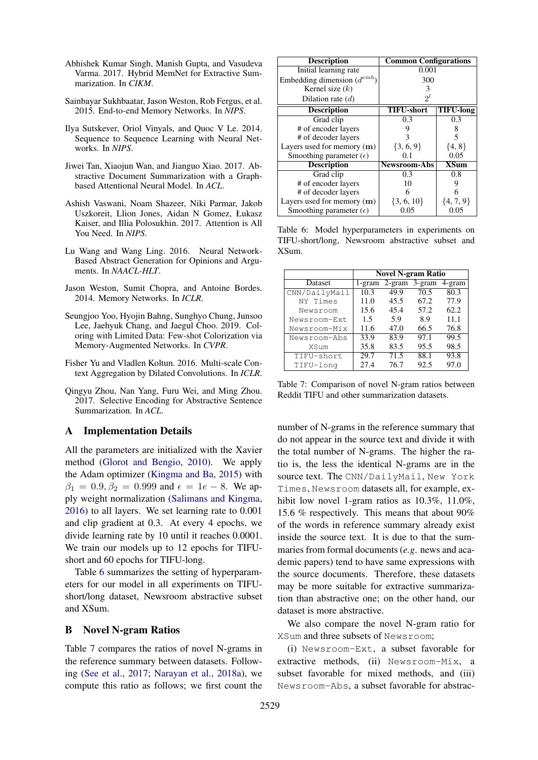Abhishek Kumar Singh, Manish Gupta, and Vasudeva Varma. 2017. Hybrid MemNet for Extractive Summarization. In *CIKM*.

Sainbayar Sukhbaatar, Jason Weston, Rob Fergus, et al. 2015. End-to-end Memory Networks. In *NIPS*.

Ilya Sutskever, Oriol Vinyals, and Quoc V Le. 2014. Sequence to Sequence Learning with Neural Networks. In *NIPS*.

Jiwei Tan, Xiaojun Wan, and Jianguo Xiao. 2017. Abstractive Document Summarization with a Graph-based Attentional Neural Model. In *ACL*.

Ashish Vaswani, Noam Shazeer, Niki Parmar, Jakob Uszkoreit, Llion Jones, Aidan N Gomez, Łukasz Kaiser, and Illia Polosukhin. 2017. Attention is All You Need. In *NIPS*.

Lu Wang and Wang Ling. 2016. Neural Network-Based Abstract Generation for Opinions and Arguments. In *NAACL-HLT*.

Jason Weston, Sumit Chopra, and Antoine Bordes. 2014. Memory Networks. In *ICLR*.

Seungjoo Yoo, Hyojin Bahng, Sunghyo Chung, Junsoo Lee, Jaehyuk Chang, and Jaegul Choo. 2019. Coloring with Limited Data: Few-shot Colorization via Memory-Augmented Networks. In *CVPR*.

Fisher Yu and Vladlen Koltun. 2016. Multi-scale Context Aggregation by Dilated Convolutions. In *ICLR*.

Qingyu Zhou, Nan Yang, Furu Wei, and Ming Zhou. 2017. Selective Encoding for Abstractive Sentence Summarization. In *ACL*.

## A Implementation Details

All the parameters are initialized with the Xavier method (Glorot and Bengio, 2010). We apply the Adam optimizer (Kingma and Ba, 2015) with $\beta_1 = 0.9, \beta_2 = 0.999$ and $\epsilon = 1e-8$. We apply weight normalization (Salimans and Kingma, 2016) to all layers. We set learning rate to 0.001 and clip gradient at 0.3. At every 4 epochs, we divide learning rate by 10 until it reaches 0.0001. We train our models up to 12 epochs for TIFU-short and 60 epochs for TIFU-long.

Table 6 summarizes the setting of hyperparameters for our model in all experiments on TIFU-short/long dataset, Newsroom abstractive subset and XSum.

## B Novel N-gram Ratios

Table 7 compares the ratios of novel N-grams in the reference summary between datasets. Following (See et al., 2017; Narayan et al., 2018a), we compute this ratio as follows; we first count the number of N-grams in the reference summary that do not appear in the source text and divide it with the total number of N-grams. The higher the ratio is, the less the identical N-grams are in the source text. The CNN/DailyMail, New York Times, Newsroom datasets all, for example, exhibit low novel 1-gram ratios as 10.3%, 11.0%, 15.6 % respectively. This means that about 90% of the words in reference summary already exist inside the source text. It is due to that the summaries from formal documents (*e.g.* news and academic papers) tend to have same expressions with the source documents. Therefore, these datasets may be more suitable for extractive summarization than abstractive one; on the other hand, our dataset is more abstractive.

We also compare the novel N-gram ratio for XSum and three subsets of Newsroom;

(i) Newsroom-Ext, a subset favorable for extractive methods, (ii) Newsroom-Mix, a subset favorable for mixed methods, and (iii) Newsroom-Abs, a subset favorable for abstrac-

| Description | Common Configurations | |
|---|---|---|
| Initial learning rate | 0.001 | |
| Embedding dimension ($d^{emb}$) | 300 | |
| Kernel size ($k$) | 3 | |
| Dilation rate ($d$) | $2^l$ | |
| **Description** | **TIFU-short** | **TIFU-long** |
| Grad clip | 0.3 | 0.3 |
| # of encoder layers | 9 | 8 |
| # of decoder layers | 3 | 5 |
| Layers used for memory ($\mathbf{m}$) | {3, 6, 9} | {4, 8} |
| Smoothing parameter ($\epsilon$) | 0.1 | 0.05 |
| **Description** | **Newsroom-Abs** | **XSum** |
| Grad clip | 0.3 | 0.8 |
| # of encoder layers | 10 | 9 |
| # of decoder layers | 6 | 6 |
| Layers used for memory ($\mathbf{m}$) | {3, 6, 10} | {4, 7, 9} |
| Smoothing parameter ($\epsilon$) | 0.05 | 0.05 |

Table 6: Model hyperparameters in experiments on TIFU-short/long, Newsroom abstractive subset and XSum.

| | Novel N-gram Ratio | | | |
|---|---|---|---|---|
| Dataset | 1-gram | 2-gram | 3-gram | 4-gram |
| CNN/DailyMail | 10.3 | 49.9 | 70.5 | 80.3 |
| NY Times | 11.0 | 45.5 | 67.2 | 77.9 |
| Newsroom | 15.6 | 45.4 | 57.2 | 62.2 |
| Newsroom-Ext | 1.5 | 5.9 | 8.9 | 11.1 |
| Newsroom-Mix | 11.6 | 47.0 | 66.5 | 76.8 |
| Newsroom-Abs | 33.9 | 83.9 | 97.1 | 99.5 |
| XSum | 35.8 | 83.5 | 95.5 | 98.5 |
| TIFU-short | 29.7 | 71.5 | 88.1 | 93.8 |
| TIFU-long | 27.4 | 76.7 | 92.5 | 97.0 |

Table 7: Comparison of novel N-gram ratios between Reddit TIFU and other summarization datasets.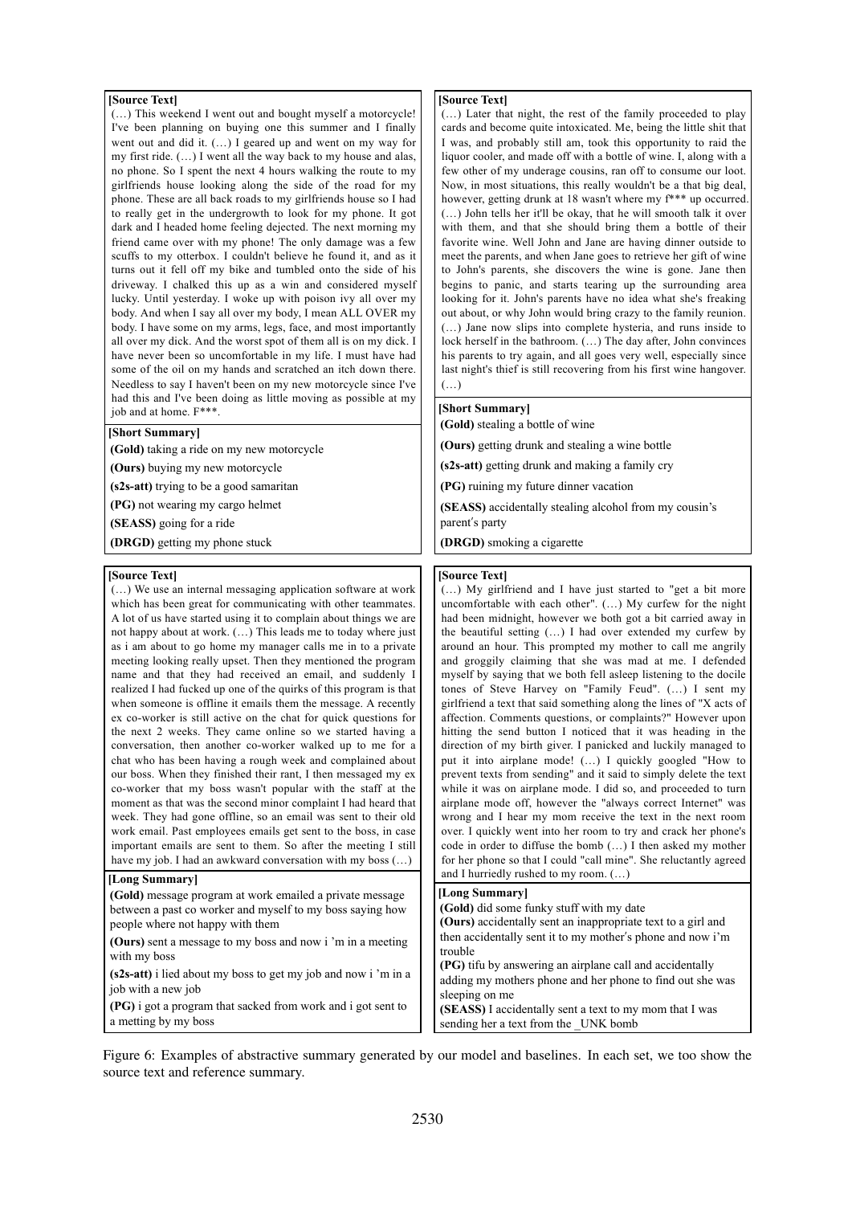**[Source Text]**

(…) This weekend I went out and bought myself a motorcycle! I've been planning on buying one this summer and I finally went out and did it. (…) I geared up and went on my way for my first ride. (…) I went all the way back to my house and alas, no phone. So I spent the next 4 hours walking the route to my girlfriends house looking along the side of the road for my phone. These are all back roads to my girlfriends house so I had to really get in the undergrowth to look for my phone. It got dark and I headed home feeling dejected. The next morning my friend came over with my phone! The only damage was a few scuffs to my otterbox. I couldn't believe he found it, and as it turns out it fell off my bike and tumbled onto the side of his driveway. I chalked this up as a win and considered myself lucky. Until yesterday. I woke up with poison ivy all over my body. And when I say all over my body, I mean ALL OVER my body. I have some on my arms, legs, face, and most importantly all over my dick. And the worst spot of them all is on my dick. I have never been so uncomfortable in my life. I must have had some of the oil on my hands and scratched an itch down there. Needless to say I haven't been on my new motorcycle since I've had this and I've been doing as little moving as possible at my job and at home. F***.

**[Short Summary]**

**(Gold)** taking a ride on my new motorcycle

**(Ours)** buying my new motorcycle

**(s2s-att)** trying to be a good samaritan

**(PG)** not wearing my cargo helmet

**(SEASS)** going for a ride

**(DRGD)** getting my phone stuck

**[Source Text]**

(…) Later that night, the rest of the family proceeded to play cards and become quite intoxicated. Me, being the little shit that I was, and probably still am, took this opportunity to raid the liquor cooler, and made off with a bottle of wine. I, along with a few other of my underage cousins, ran off to consume our loot. Now, in most situations, this really wouldn't be a that big deal, however, getting drunk at 18 wasn't where my f*** up occurred. (…) John tells her it'll be okay, that he will smooth talk it over with them, and that she should bring them a bottle of their favorite wine. Well John and Jane are having dinner outside to meet the parents, and when Jane goes to retrieve her gift of wine to John's parents, she discovers the wine is gone. Jane then begins to panic, and starts tearing up the surrounding area looking for it. John's parents have no idea what she's freaking out about, or why John would bring crazy to the family reunion. (…) Jane now slips into complete hysteria, and runs inside to lock herself in the bathroom. (…) The day after, John convinces his parents to try again, and all goes very well, especially since last night's thief is still recovering from his first wine hangover. (…)

**[Short Summary]**

**(Gold)** stealing a bottle of wine

**(Ours)** getting drunk and stealing a wine bottle

**(s2s-att)** getting drunk and making a family cry

**(PG)** ruining my future dinner vacation

**(SEASS)** accidentally stealing alcohol from my cousin's parent's party

**(DRGD)** smoking a cigarette

**[Source Text]**

(…) We use an internal messaging application software at work which has been great for communicating with other teammates. A lot of us have started using it to complain about things we are not happy about at work. (…) This leads me to today where just as i am about to go home my manager calls me in to a private meeting looking really upset. Then they mentioned the program name and that they had received an email, and suddenly I realized I had fucked up one of the quirks of this program is that when someone is offline it emails them the message. A recently ex co-worker is still active on the chat for quick questions for the next 2 weeks. They came online so we started having a conversation, then another co-worker walked up to me for a chat who has been having a rough week and complained about our boss. When they finished their rant, I then messaged my ex co-worker that my boss wasn't popular with the staff at the moment as that was the second minor complaint I had heard that week. They had gone offline, so an email was sent to their old work email. Past employees emails get sent to the boss, in case important emails are sent to them. So after the meeting I still have my job. I had an awkward conversation with my boss (…)

**[Long Summary]**

**(Gold)** message program at work emailed a private message between a past co worker and myself to my boss saying how people where not happy with them

**(Ours)** sent a message to my boss and now i 'm in a meeting with my boss

**(s2s-att)** i lied about my boss to get my job and now i 'm in a job with a new job

**(PG)** i got a program that sacked from work and i got sent to a metting by my boss

**[Source Text]**

(…) My girlfriend and I have just started to "get a bit more uncomfortable with each other". (…) My curfew for the night had been midnight, however we both got a bit carried away in the beautiful setting (…) I had over extended my curfew by around an hour. This prompted my mother to call me angrily and groggily claiming that she was mad at me. I defended myself by saying that we both fell asleep listening to the docile tones of Steve Harvey on "Family Feud". (…) I sent my girlfriend a text that said something along the lines of "X acts of affection. Comments questions, or complaints?" However upon hitting the send button I noticed that it was heading in the direction of my birth giver. I panicked and luckily managed to put it into airplane mode! (…) I quickly googled "How to prevent texts from sending" and it said to simply delete the text while it was on airplane mode. I did so, and proceeded to turn airplane mode off, however the "always correct Internet" was wrong and I hear my mom receive the text in the next room over. I quickly went into her room to try and crack her phone's code in order to diffuse the bomb (…) I then asked my mother for her phone so that I could "call mine". She reluctantly agreed and I hurriedly rushed to my room. (…)

**[Long Summary]**

**(Gold)** did some funky stuff with my date

**(Ours)** accidentally sent an inappropriate text to a girl and then accidentally sent it to my mother's phone and now i'm trouble

**(PG)** tifu by answering an airplane call and accidentally adding my mothers phone and her phone to find out she was sleeping on me

**(SEASS)** I accidentally sent a text to my mom that I was sending her a text from the _UNK bomb

Figure 6: Examples of abstractive summary generated by our model and baselines. In each set, we too show the source text and reference summary.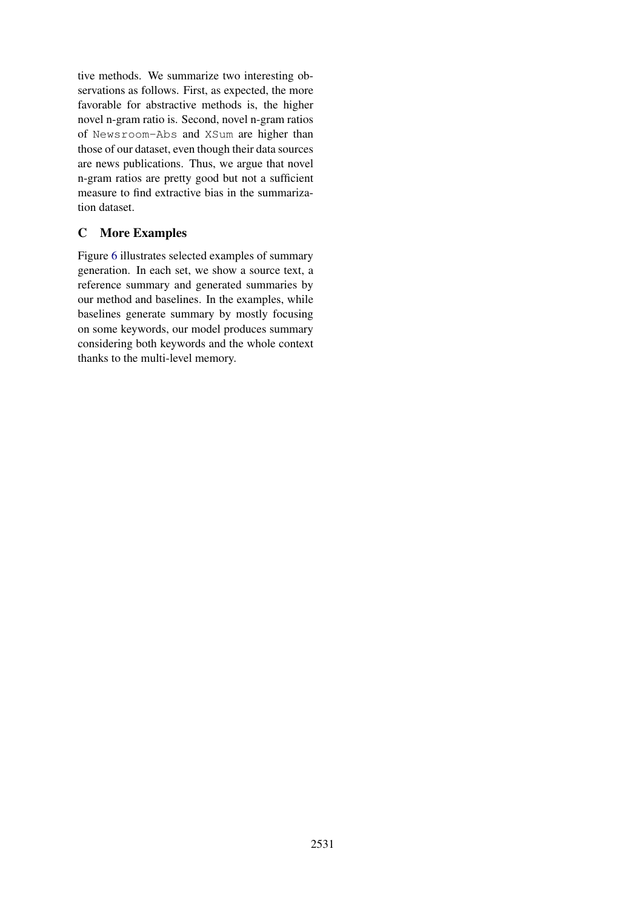tive methods. We summarize two interesting observations as follows. First, as expected, the more favorable for abstractive methods is, the higher novel n-gram ratio is. Second, novel n-gram ratios of `Newsroom-Abs` and `XSum` are higher than those of our dataset, even though their data sources are news publications. Thus, we argue that novel n-gram ratios are pretty good but not a sufficient measure to find extractive bias in the summarization dataset.

## C More Examples

Figure 6 illustrates selected examples of summary generation. In each set, we show a source text, a reference summary and generated summaries by our method and baselines. In the examples, while baselines generate summary by mostly focusing on some keywords, our model produces summary considering both keywords and the whole context thanks to the multi-level memory.